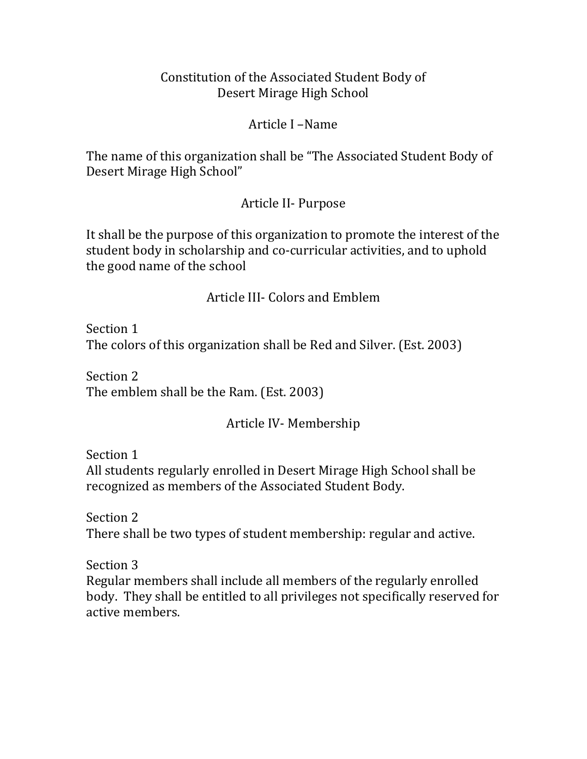# Constitution of the Associated Student Body of Desert Mirage High School

## Article I –Name

The name of this organization shall be "The Associated Student Body of Desert Mirage High School"

## Article II- Purpose

It shall be the purpose of this organization to promote the interest of the student body in scholarship and co-curricular activities, and to uphold the good name of the school

## Article III- Colors and Emblem

Section 1
The colors of this organization shall be Red and Silver. (Est. 2003)

Section 2
The emblem shall be the Ram. (Est. 2003)

## Article IV- Membership

Section 1
All students regularly enrolled in Desert Mirage High School shall be recognized as members of the Associated Student Body.

Section 2
There shall be two types of student membership: regular and active.

Section 3
Regular members shall include all members of the regularly enrolled body. They shall be entitled to all privileges not specifically reserved for active members.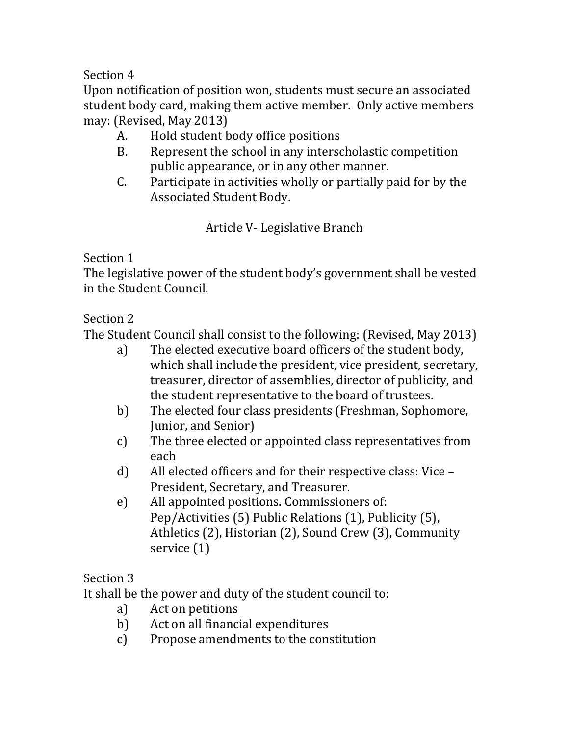Section 4

Upon notification of position won, students must secure an associated student body card, making them active member. Only active members may: (Revised, May 2013)

A. Hold student body office positions
B. Represent the school in any interscholastic competition public appearance, or in any other manner.
C. Participate in activities wholly or partially paid for by the Associated Student Body.

## Article V- Legislative Branch

Section 1

The legislative power of the student body's government shall be vested in the Student Council.

Section 2

The Student Council shall consist to the following: (Revised, May 2013)

a) The elected executive board officers of the student body, which shall include the president, vice president, secretary, treasurer, director of assemblies, director of publicity, and the student representative to the board of trustees.
b) The elected four class presidents (Freshman, Sophomore, Junior, and Senior)
c) The three elected or appointed class representatives from each
d) All elected officers and for their respective class: Vice – President, Secretary, and Treasurer.
e) All appointed positions. Commissioners of: Pep/Activities (5) Public Relations (1), Publicity (5), Athletics (2), Historian (2), Sound Crew (3), Community service (1)

Section 3

It shall be the power and duty of the student council to:

a) Act on petitions
b) Act on all financial expenditures
c) Propose amendments to the constitution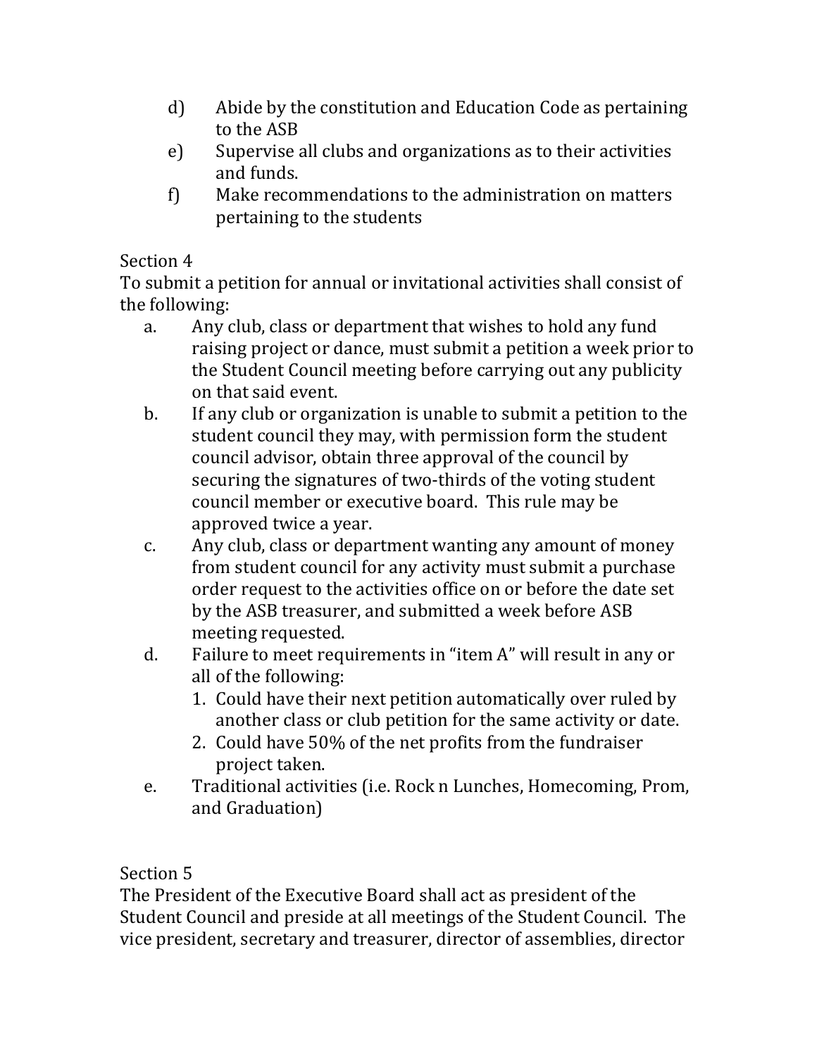d) Abide by the constitution and Education Code as pertaining to the ASB

e) Supervise all clubs and organizations as to their activities and funds.

f) Make recommendations to the administration on matters pertaining to the students

Section 4

To submit a petition for annual or invitational activities shall consist of the following:

a. Any club, class or department that wishes to hold any fund raising project or dance, must submit a petition a week prior to the Student Council meeting before carrying out any publicity on that said event.

b. If any club or organization is unable to submit a petition to the student council they may, with permission form the student council advisor, obtain three approval of the council by securing the signatures of two-thirds of the voting student council member or executive board. This rule may be approved twice a year.

c. Any club, class or department wanting any amount of money from student council for any activity must submit a purchase order request to the activities office on or before the date set by the ASB treasurer, and submitted a week before ASB meeting requested.

d. Failure to meet requirements in "item A" will result in any or all of the following:
   1. Could have their next petition automatically over ruled by another class or club petition for the same activity or date.
   2. Could have 50% of the net profits from the fundraiser project taken.

e. Traditional activities (i.e. Rock n Lunches, Homecoming, Prom, and Graduation)

Section 5

The President of the Executive Board shall act as president of the Student Council and preside at all meetings of the Student Council. The vice president, secretary and treasurer, director of assemblies, director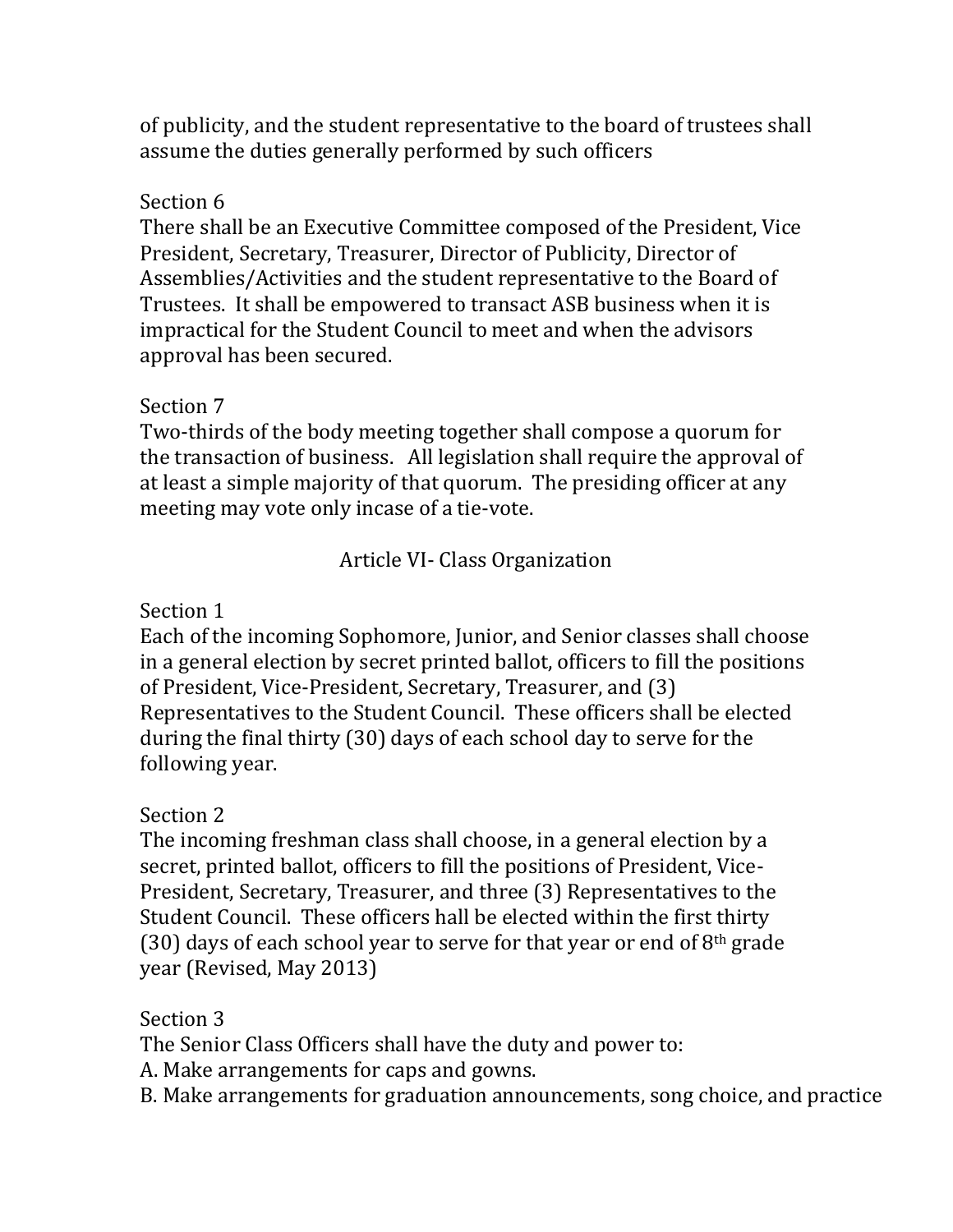of publicity, and the student representative to the board of trustees shall assume the duties generally performed by such officers

Section 6
There shall be an Executive Committee composed of the President, Vice President, Secretary, Treasurer, Director of Publicity, Director of Assemblies/Activities and the student representative to the Board of Trustees. It shall be empowered to transact ASB business when it is impractical for the Student Council to meet and when the advisors approval has been secured.

Section 7
Two-thirds of the body meeting together shall compose a quorum for the transaction of business. All legislation shall require the approval of at least a simple majority of that quorum. The presiding officer at any meeting may vote only incase of a tie-vote.

## Article VI- Class Organization

Section 1
Each of the incoming Sophomore, Junior, and Senior classes shall choose in a general election by secret printed ballot, officers to fill the positions of President, Vice-President, Secretary, Treasurer, and (3) Representatives to the Student Council. These officers shall be elected during the final thirty (30) days of each school day to serve for the following year.

Section 2
The incoming freshman class shall choose, in a general election by a secret, printed ballot, officers to fill the positions of President, Vice-President, Secretary, Treasurer, and three (3) Representatives to the Student Council. These officers hall be elected within the first thirty (30) days of each school year to serve for that year or end of 8th grade year (Revised, May 2013)

Section 3
The Senior Class Officers shall have the duty and power to:
A. Make arrangements for caps and gowns.
B. Make arrangements for graduation announcements, song choice, and practice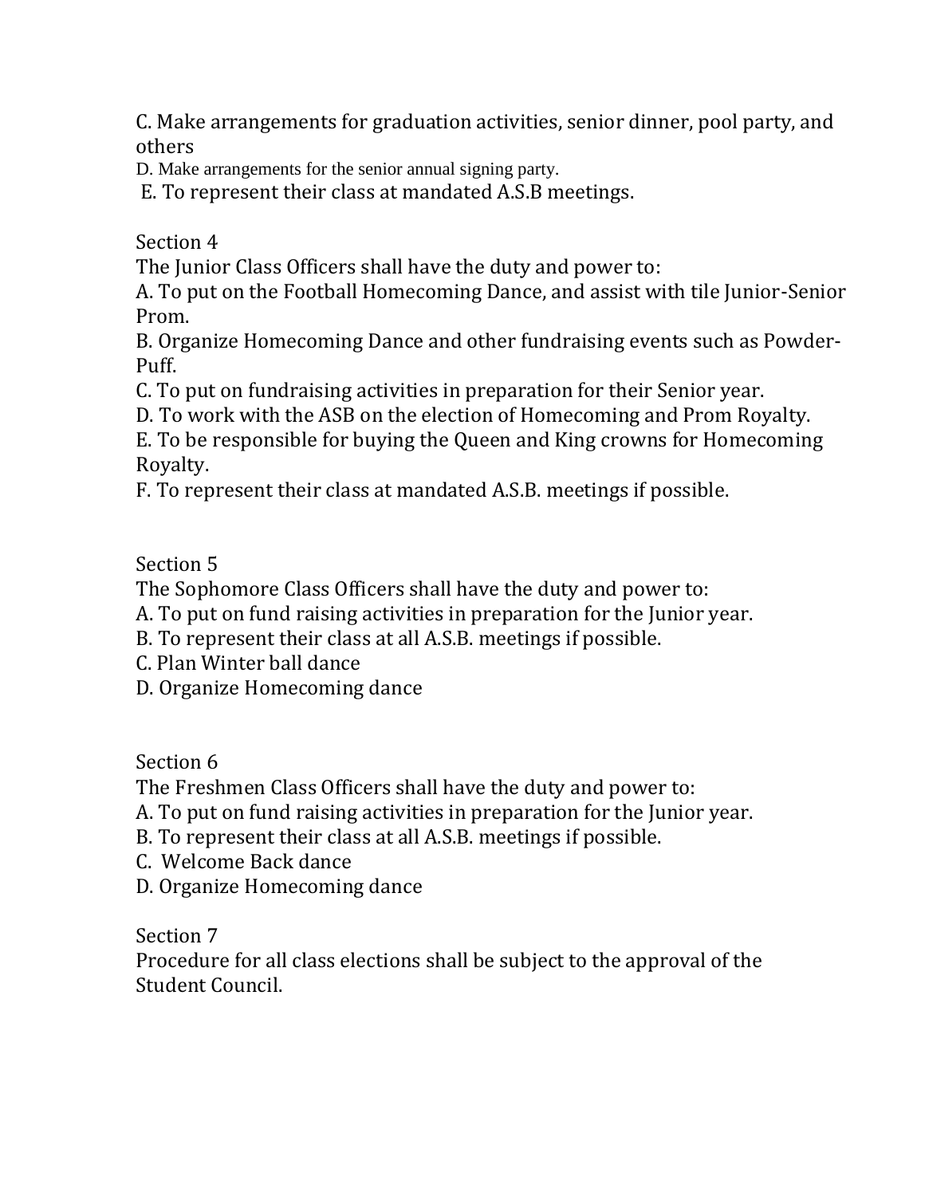C. Make arrangements for graduation activities, senior dinner, pool party, and others

D. Make arrangements for the senior annual signing party.

E. To represent their class at mandated A.S.B meetings.

Section 4

The Junior Class Officers shall have the duty and power to:

A. To put on the Football Homecoming Dance, and assist with tile Junior-Senior Prom.

B. Organize Homecoming Dance and other fundraising events such as Powder-Puff.

C. To put on fundraising activities in preparation for their Senior year.

D. To work with the ASB on the election of Homecoming and Prom Royalty.

E. To be responsible for buying the Queen and King crowns for Homecoming Royalty.

F. To represent their class at mandated A.S.B. meetings if possible.

Section 5

The Sophomore Class Officers shall have the duty and power to:

A. To put on fund raising activities in preparation for the Junior year.

B. To represent their class at all A.S.B. meetings if possible.

C. Plan Winter ball dance

D. Organize Homecoming dance

Section 6

The Freshmen Class Officers shall have the duty and power to:

A. To put on fund raising activities in preparation for the Junior year.

B. To represent their class at all A.S.B. meetings if possible.

C. Welcome Back dance

D. Organize Homecoming dance

Section 7

Procedure for all class elections shall be subject to the approval of the Student Council.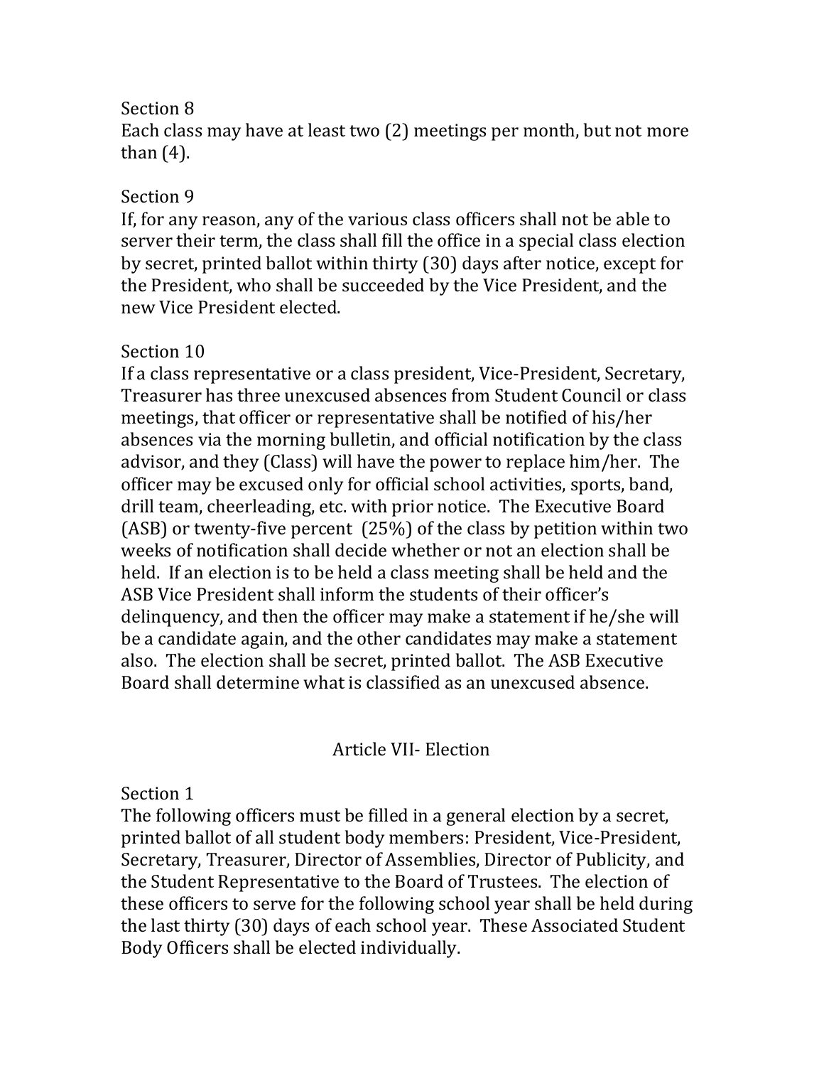Section 8
Each class may have at least two (2) meetings per month, but not more than (4).

Section 9
If, for any reason, any of the various class officers shall not be able to server their term, the class shall fill the office in a special class election by secret, printed ballot within thirty (30) days after notice, except for the President, who shall be succeeded by the Vice President, and the new Vice President elected.

Section 10
If a class representative or a class president, Vice-President, Secretary, Treasurer has three unexcused absences from Student Council or class meetings, that officer or representative shall be notified of his/her absences via the morning bulletin, and official notification by the class advisor, and they (Class) will have the power to replace him/her. The officer may be excused only for official school activities, sports, band, drill team, cheerleading, etc. with prior notice. The Executive Board (ASB) or twenty-five percent (25%) of the class by petition within two weeks of notification shall decide whether or not an election shall be held. If an election is to be held a class meeting shall be held and the ASB Vice President shall inform the students of their officer's delinquency, and then the officer may make a statement if he/she will be a candidate again, and the other candidates may make a statement also. The election shall be secret, printed ballot. The ASB Executive Board shall determine what is classified as an unexcused absence.

## Article VII- Election

Section 1
The following officers must be filled in a general election by a secret, printed ballot of all student body members: President, Vice-President, Secretary, Treasurer, Director of Assemblies, Director of Publicity, and the Student Representative to the Board of Trustees. The election of these officers to serve for the following school year shall be held during the last thirty (30) days of each school year. These Associated Student Body Officers shall be elected individually.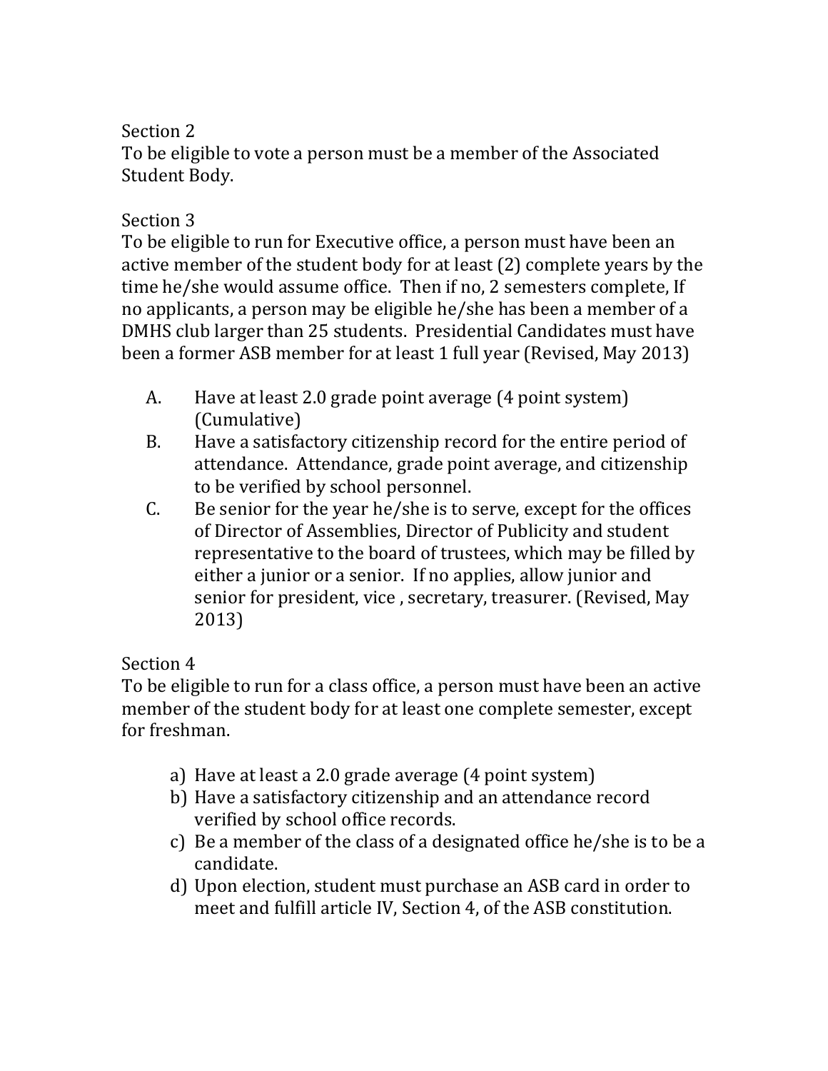Section 2

To be eligible to vote a person must be a member of the Associated Student Body.

Section 3

To be eligible to run for Executive office, a person must have been an active member of the student body for at least (2) complete years by the time he/she would assume office. Then if no, 2 semesters complete, If no applicants, a person may be eligible he/she has been a member of a DMHS club larger than 25 students. Presidential Candidates must have been a former ASB member for at least 1 full year (Revised, May 2013)

A. Have at least 2.0 grade point average (4 point system) (Cumulative)

B. Have a satisfactory citizenship record for the entire period of attendance. Attendance, grade point average, and citizenship to be verified by school personnel.

C. Be senior for the year he/she is to serve, except for the offices of Director of Assemblies, Director of Publicity and student representative to the board of trustees, which may be filled by either a junior or a senior. If no applies, allow junior and senior for president, vice , secretary, treasurer. (Revised, May 2013)

Section 4

To be eligible to run for a class office, a person must have been an active member of the student body for at least one complete semester, except for freshman.

a) Have at least a 2.0 grade average (4 point system)
b) Have a satisfactory citizenship and an attendance record verified by school office records.
c) Be a member of the class of a designated office he/she is to be a candidate.
d) Upon election, student must purchase an ASB card in order to meet and fulfill article IV, Section 4, of the ASB constitution.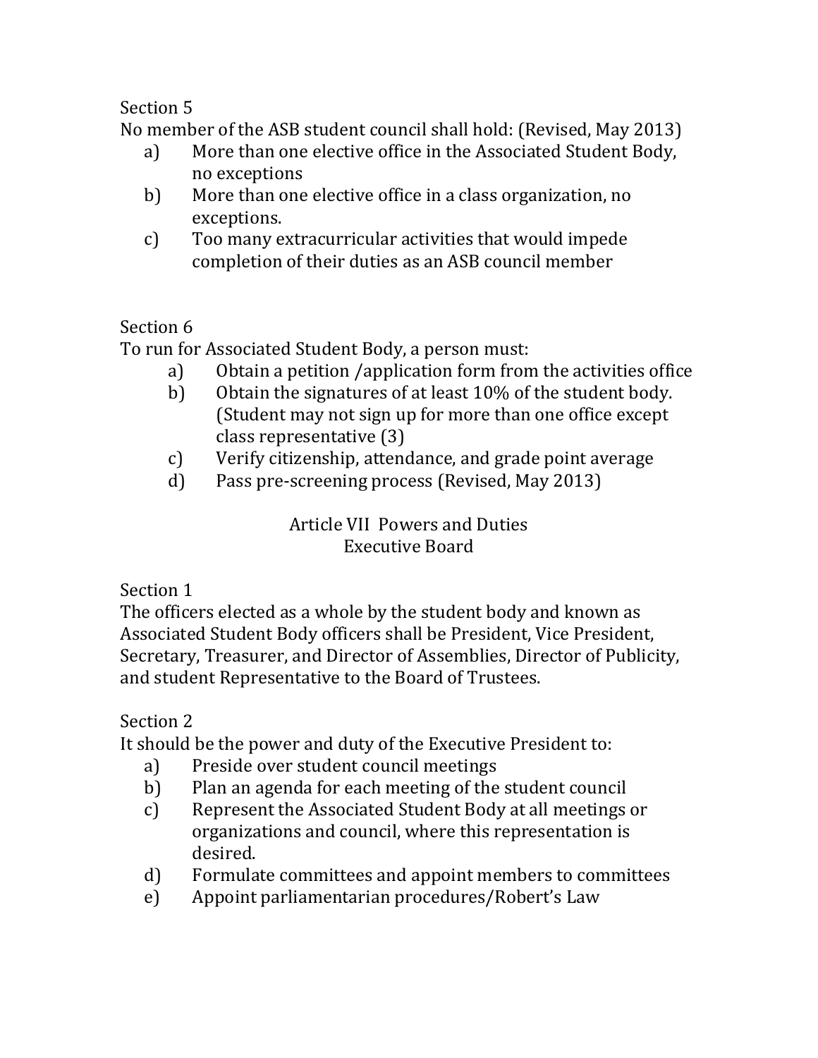Section 5

No member of the ASB student council shall hold: (Revised, May 2013)

a) More than one elective office in the Associated Student Body, no exceptions
b) More than one elective office in a class organization, no exceptions.
c) Too many extracurricular activities that would impede completion of their duties as an ASB council member

Section 6

To run for Associated Student Body, a person must:

a) Obtain a petition /application form from the activities office
b) Obtain the signatures of at least 10% of the student body. (Student may not sign up for more than one office except class representative (3)
c) Verify citizenship, attendance, and grade point average
d) Pass pre-screening process (Revised, May 2013)

## Article VII Powers and Duties
## Executive Board

Section 1

The officers elected as a whole by the student body and known as Associated Student Body officers shall be President, Vice President, Secretary, Treasurer, and Director of Assemblies, Director of Publicity, and student Representative to the Board of Trustees.

Section 2

It should be the power and duty of the Executive President to:

a) Preside over student council meetings
b) Plan an agenda for each meeting of the student council
c) Represent the Associated Student Body at all meetings or organizations and council, where this representation is desired.
d) Formulate committees and appoint members to committees
e) Appoint parliamentarian procedures/Robert's Law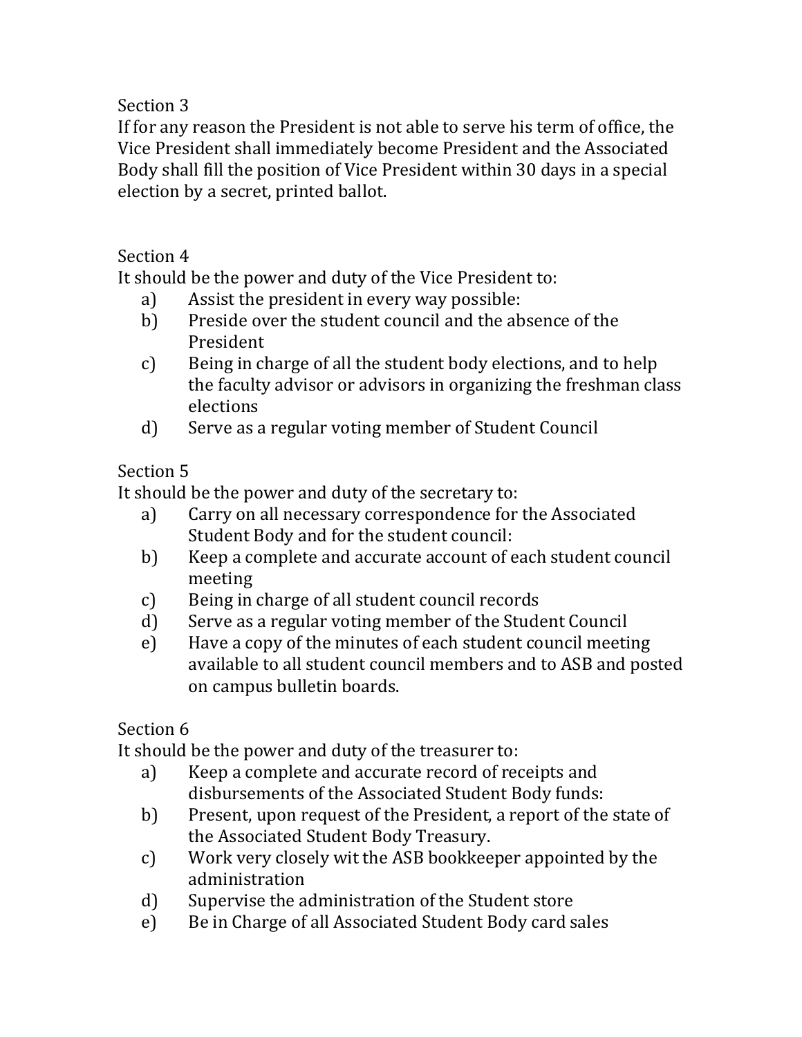Section 3

If for any reason the President is not able to serve his term of office, the Vice President shall immediately become President and the Associated Body shall fill the position of Vice President within 30 days in a special election by a secret, printed ballot.

Section 4

It should be the power and duty of the Vice President to:

a) Assist the president in every way possible:
b) Preside over the student council and the absence of the President
c) Being in charge of all the student body elections, and to help the faculty advisor or advisors in organizing the freshman class elections
d) Serve as a regular voting member of Student Council

Section 5

It should be the power and duty of the secretary to:

a) Carry on all necessary correspondence for the Associated Student Body and for the student council:
b) Keep a complete and accurate account of each student council meeting
c) Being in charge of all student council records
d) Serve as a regular voting member of the Student Council
e) Have a copy of the minutes of each student council meeting available to all student council members and to ASB and posted on campus bulletin boards.

Section 6

It should be the power and duty of the treasurer to:

a) Keep a complete and accurate record of receipts and disbursements of the Associated Student Body funds:
b) Present, upon request of the President, a report of the state of the Associated Student Body Treasury.
c) Work very closely wit the ASB bookkeeper appointed by the administration
d) Supervise the administration of the Student store
e) Be in Charge of all Associated Student Body card sales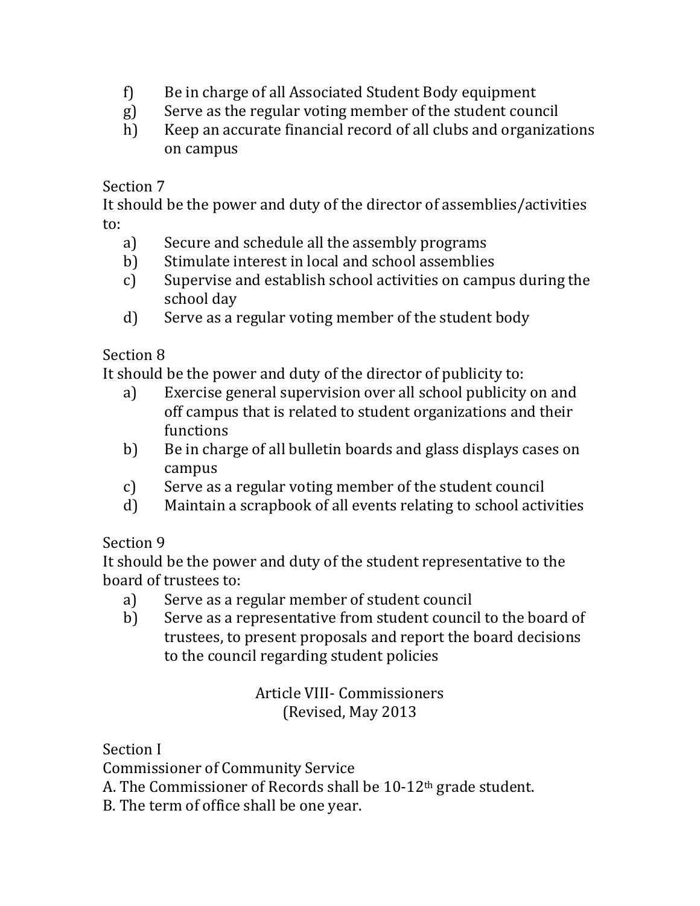f) Be in charge of all Associated Student Body equipment
g) Serve as the regular voting member of the student council
h) Keep an accurate financial record of all clubs and organizations on campus

Section 7

It should be the power and duty of the director of assemblies/activities to:

a) Secure and schedule all the assembly programs
b) Stimulate interest in local and school assemblies
c) Supervise and establish school activities on campus during the school day
d) Serve as a regular voting member of the student body

Section 8

It should be the power and duty of the director of publicity to:

a) Exercise general supervision over all school publicity on and off campus that is related to student organizations and their functions
b) Be in charge of all bulletin boards and glass displays cases on campus
c) Serve as a regular voting member of the student council
d) Maintain a scrapbook of all events relating to school activities

Section 9

It should be the power and duty of the student representative to the board of trustees to:

a) Serve as a regular member of student council
b) Serve as a representative from student council to the board of trustees, to present proposals and report the board decisions to the council regarding student policies

## Article VIII- Commissioners
(Revised, May 2013

Section I

Commissioner of Community Service

A. The Commissioner of Records shall be 10-12th grade student.

B. The term of office shall be one year.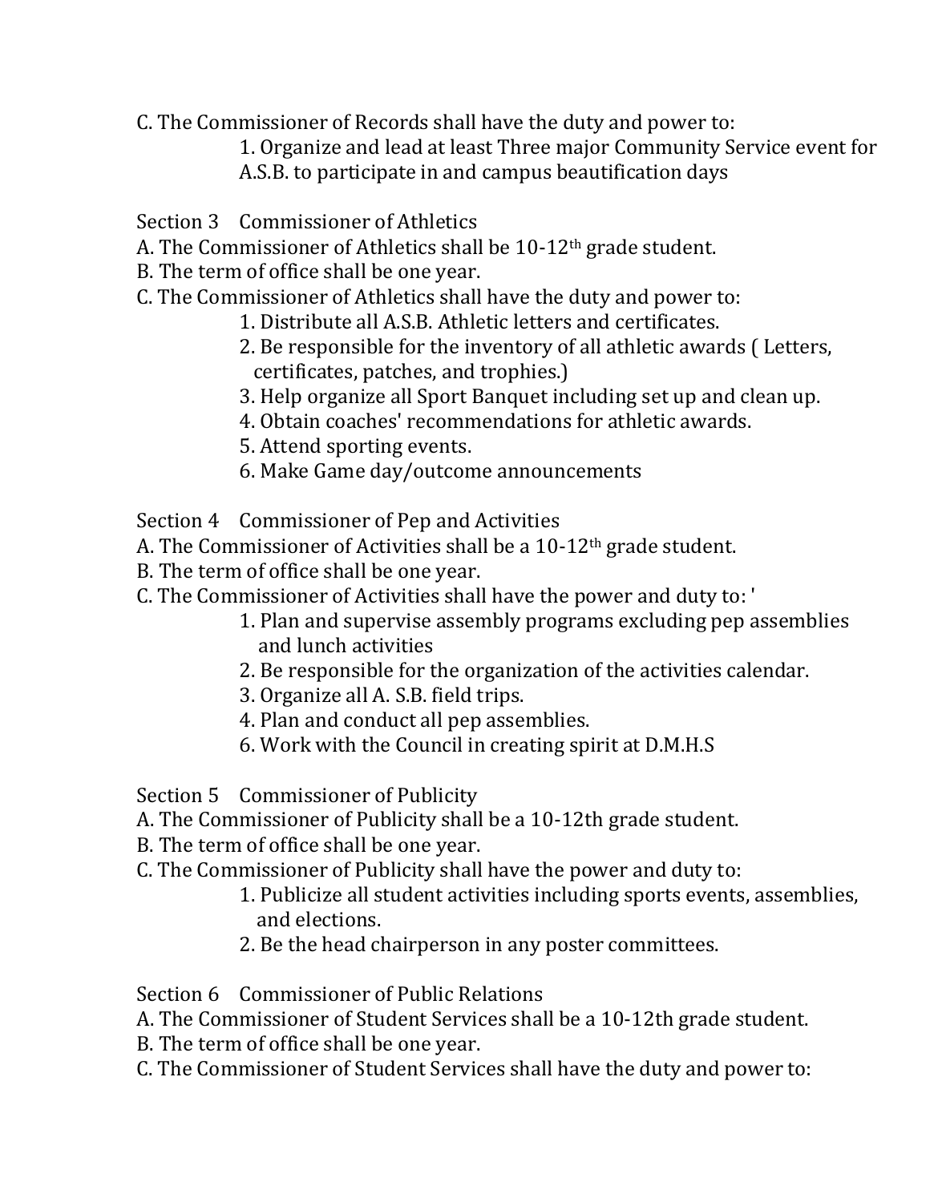C. The Commissioner of Records shall have the duty and power to:

1. Organize and lead at least Three major Community Service event for A.S.B. to participate in and campus beautification days

Section 3 Commissioner of Athletics

A. The Commissioner of Athletics shall be 10-12th grade student.

B. The term of office shall be one year.

C. The Commissioner of Athletics shall have the duty and power to:

1. Distribute all A.S.B. Athletic letters and certificates.
2. Be responsible for the inventory of all athletic awards ( Letters, certificates, patches, and trophies.)
3. Help organize all Sport Banquet including set up and clean up.
4. Obtain coaches' recommendations for athletic awards.
5. Attend sporting events.
6. Make Game day/outcome announcements

Section 4 Commissioner of Pep and Activities

A. The Commissioner of Activities shall be a 10-12th grade student.

B. The term of office shall be one year.

C. The Commissioner of Activities shall have the power and duty to: '

1. Plan and supervise assembly programs excluding pep assemblies and lunch activities
2. Be responsible for the organization of the activities calendar.
3. Organize all A. S.B. field trips.
4. Plan and conduct all pep assemblies.

6\. Work with the Council in creating spirit at D.M.H.S

Section 5 Commissioner of Publicity

A. The Commissioner of Publicity shall be a 10-12th grade student.

B. The term of office shall be one year.

C. The Commissioner of Publicity shall have the power and duty to:

1. Publicize all student activities including sports events, assemblies, and elections.
2. Be the head chairperson in any poster committees.

Section 6 Commissioner of Public Relations

A. The Commissioner of Student Services shall be a 10-12th grade student.

B. The term of office shall be one year.

C. The Commissioner of Student Services shall have the duty and power to: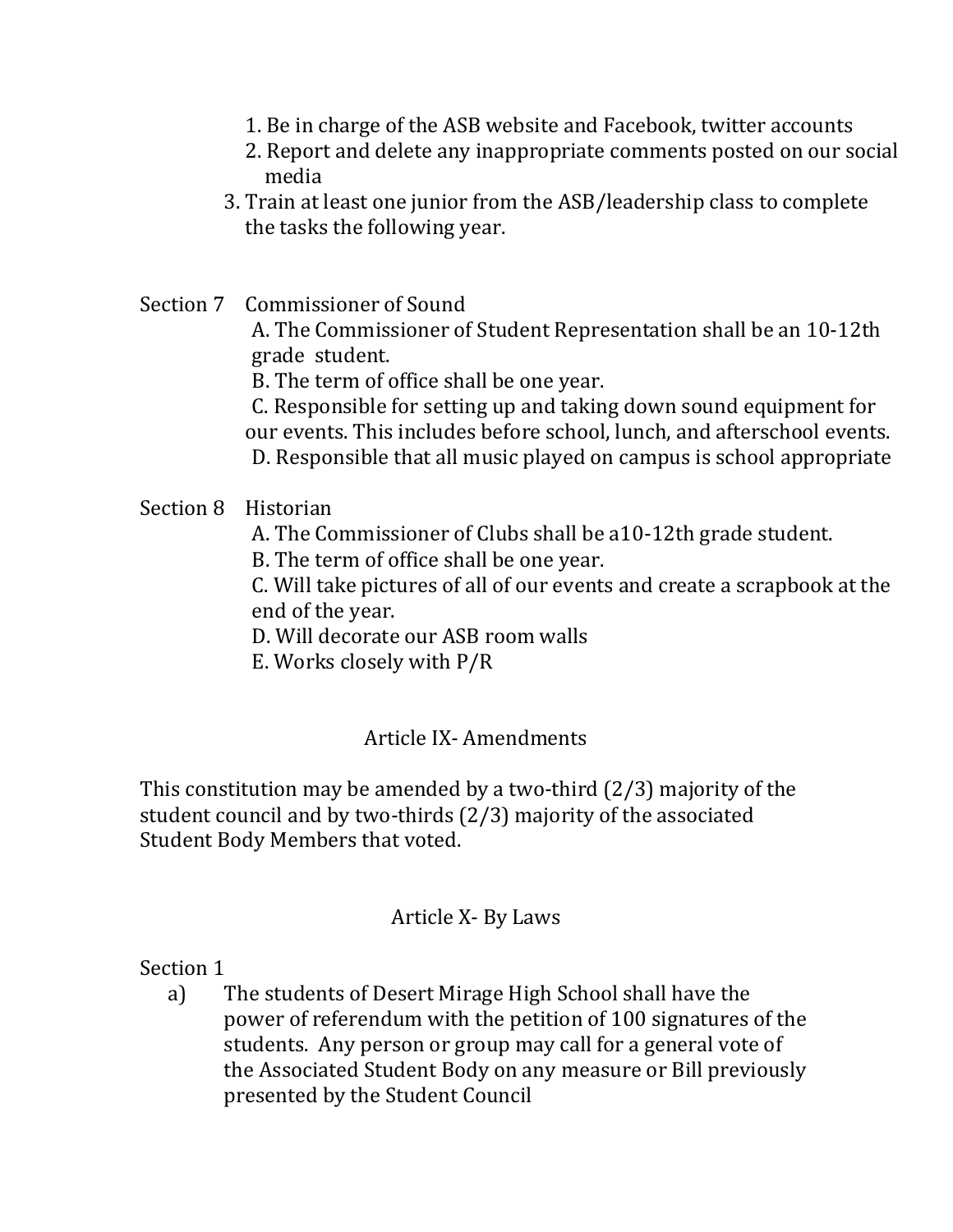1. Be in charge of the ASB website and Facebook, twitter accounts
2. Report and delete any inappropriate comments posted on our social media
3. Train at least one junior from the ASB/leadership class to complete the tasks the following year.

Section 7 Commissioner of Sound

A. The Commissioner of Student Representation shall be an 10-12th grade student.

B. The term of office shall be one year.

C. Responsible for setting up and taking down sound equipment for our events. This includes before school, lunch, and afterschool events.

D. Responsible that all music played on campus is school appropriate

Section 8 Historian

A. The Commissioner of Clubs shall be a10-12th grade student.

B. The term of office shall be one year.

C. Will take pictures of all of our events and create a scrapbook at the end of the year.

D. Will decorate our ASB room walls

E. Works closely with P/R

## Article IX- Amendments

This constitution may be amended by a two-third (2/3) majority of the student council and by two-thirds (2/3) majority of the associated Student Body Members that voted.

## Article X- By Laws

Section 1

a) The students of Desert Mirage High School shall have the power of referendum with the petition of 100 signatures of the students. Any person or group may call for a general vote of the Associated Student Body on any measure or Bill previously presented by the Student Council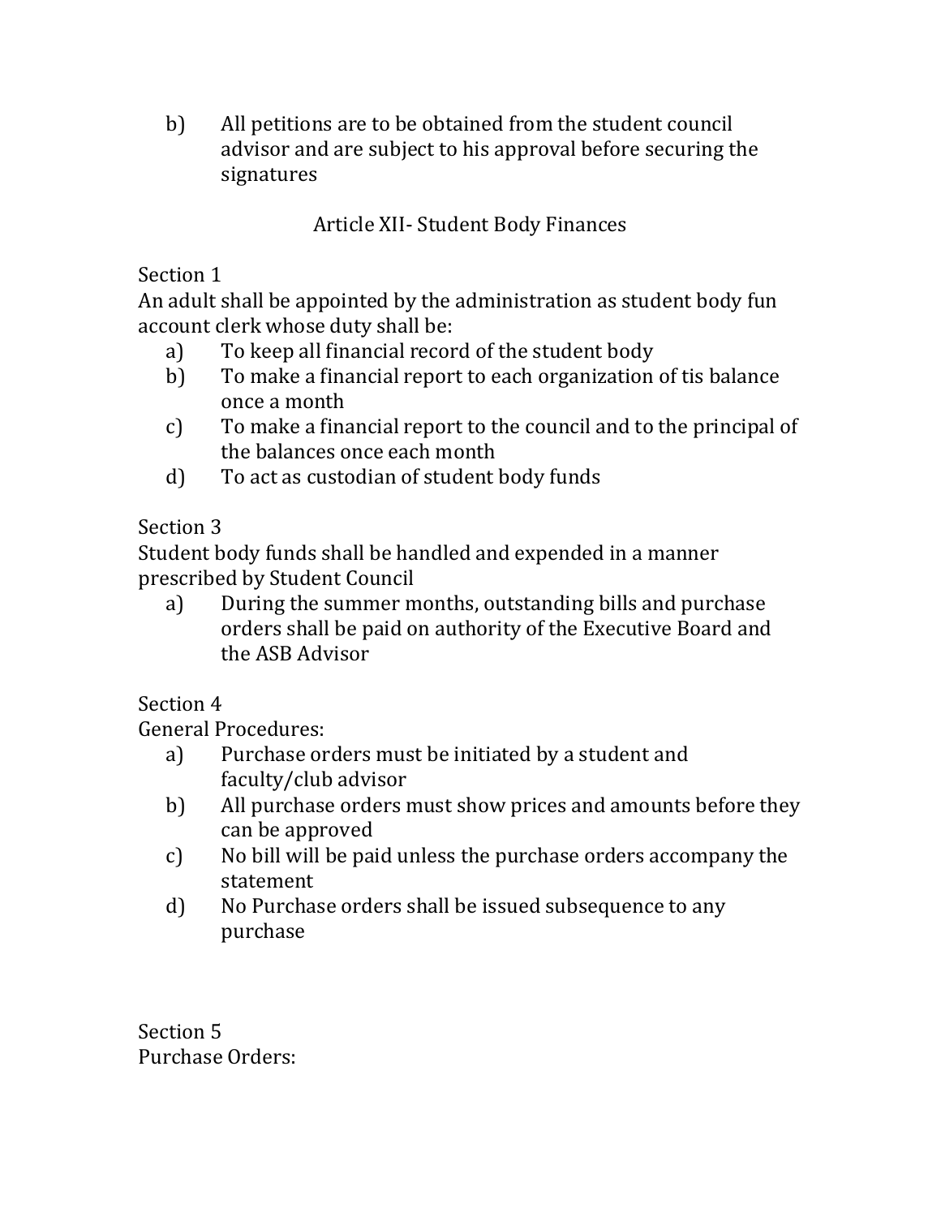b) All petitions are to be obtained from the student council advisor and are subject to his approval before securing the signatures

## Article XII- Student Body Finances

Section 1
An adult shall be appointed by the administration as student body fun account clerk whose duty shall be:

a) To keep all financial record of the student body
b) To make a financial report to each organization of tis balance once a month
c) To make a financial report to the council and to the principal of the balances once each month
d) To act as custodian of student body funds

Section 3
Student body funds shall be handled and expended in a manner prescribed by Student Council

a) During the summer months, outstanding bills and purchase orders shall be paid on authority of the Executive Board and the ASB Advisor

Section 4
General Procedures:

a) Purchase orders must be initiated by a student and faculty/club advisor
b) All purchase orders must show prices and amounts before they can be approved
c) No bill will be paid unless the purchase orders accompany the statement
d) No Purchase orders shall be issued subsequence to any purchase

Section 5
Purchase Orders: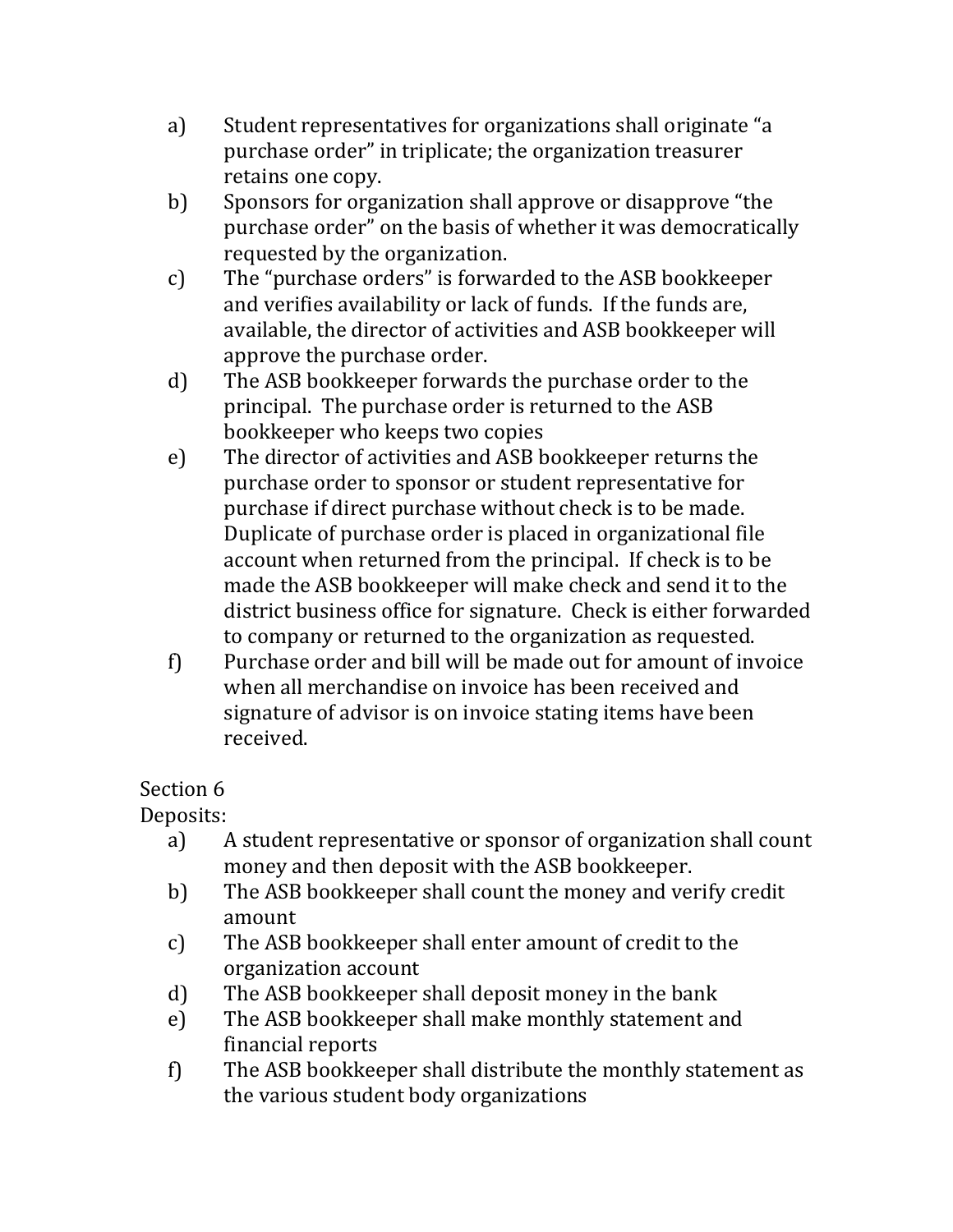a) Student representatives for organizations shall originate "a purchase order" in triplicate; the organization treasurer retains one copy.
b) Sponsors for organization shall approve or disapprove "the purchase order" on the basis of whether it was democratically requested by the organization.
c) The "purchase orders" is forwarded to the ASB bookkeeper and verifies availability or lack of funds. If the funds are, available, the director of activities and ASB bookkeeper will approve the purchase order.
d) The ASB bookkeeper forwards the purchase order to the principal. The purchase order is returned to the ASB bookkeeper who keeps two copies
e) The director of activities and ASB bookkeeper returns the purchase order to sponsor or student representative for purchase if direct purchase without check is to be made. Duplicate of purchase order is placed in organizational file account when returned from the principal. If check is to be made the ASB bookkeeper will make check and send it to the district business office for signature. Check is either forwarded to company or returned to the organization as requested.
f) Purchase order and bill will be made out for amount of invoice when all merchandise on invoice has been received and signature of advisor is on invoice stating items have been received.

Section 6

Deposits:

a) A student representative or sponsor of organization shall count money and then deposit with the ASB bookkeeper.
b) The ASB bookkeeper shall count the money and verify credit amount
c) The ASB bookkeeper shall enter amount of credit to the organization account
d) The ASB bookkeeper shall deposit money in the bank
e) The ASB bookkeeper shall make monthly statement and financial reports
f) The ASB bookkeeper shall distribute the monthly statement as the various student body organizations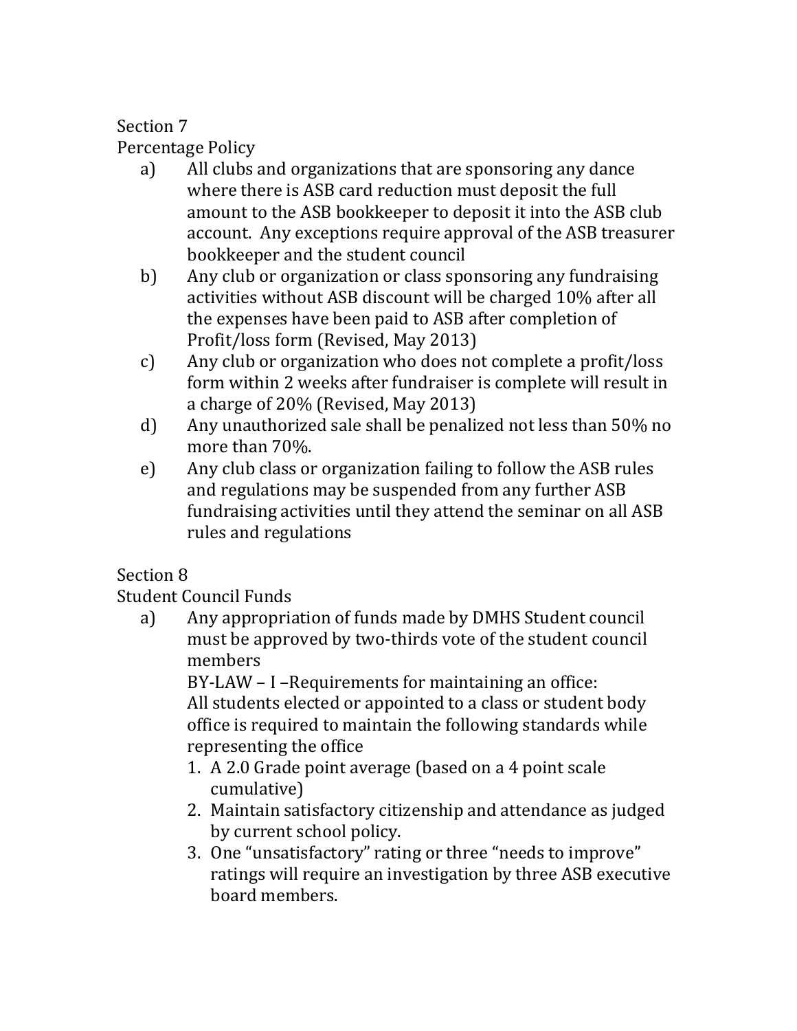Section 7
Percentage Policy

a) All clubs and organizations that are sponsoring any dance where there is ASB card reduction must deposit the full amount to the ASB bookkeeper to deposit it into the ASB club account. Any exceptions require approval of the ASB treasurer bookkeeper and the student council
b) Any club or organization or class sponsoring any fundraising activities without ASB discount will be charged 10% after all the expenses have been paid to ASB after completion of Profit/loss form (Revised, May 2013)
c) Any club or organization who does not complete a profit/loss form within 2 weeks after fundraiser is complete will result in a charge of 20% (Revised, May 2013)
d) Any unauthorized sale shall be penalized not less than 50% no more than 70%.
e) Any club class or organization failing to follow the ASB rules and regulations may be suspended from any further ASB fundraising activities until they attend the seminar on all ASB rules and regulations

Section 8
Student Council Funds

a) Any appropriation of funds made by DMHS Student council must be approved by two-thirds vote of the student council members

   BY-LAW – I –Requirements for maintaining an office:
   All students elected or appointed to a class or student body office is required to maintain the following standards while representing the office

   1. A 2.0 Grade point average (based on a 4 point scale cumulative)
   2. Maintain satisfactory citizenship and attendance as judged by current school policy.
   3. One "unsatisfactory" rating or three "needs to improve" ratings will require an investigation by three ASB executive board members.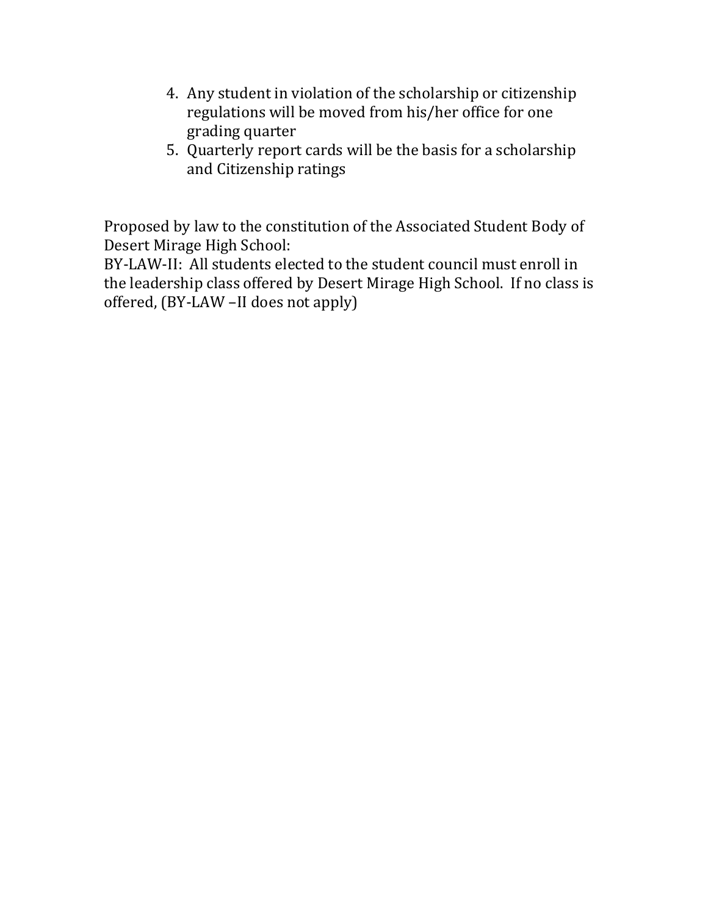4. Any student in violation of the scholarship or citizenship regulations will be moved from his/her office for one grading quarter
5. Quarterly report cards will be the basis for a scholarship and Citizenship ratings

Proposed by law to the constitution of the Associated Student Body of Desert Mirage High School:
BY-LAW-II: All students elected to the student council must enroll in the leadership class offered by Desert Mirage High School. If no class is offered, (BY-LAW –II does not apply)